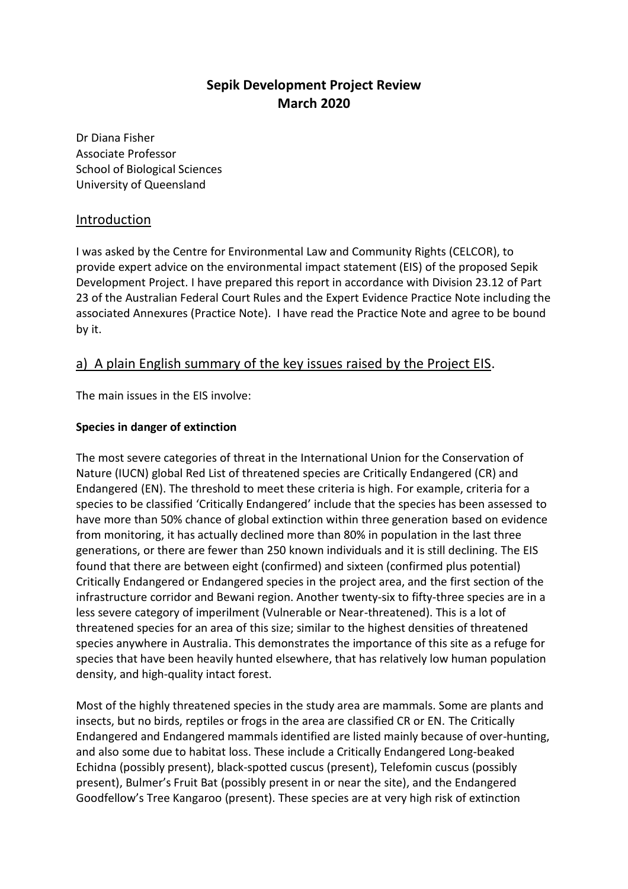# Sepik Development Project Review
# March 2020

Dr Diana Fisher
Associate Professor
School of Biological Sciences
University of Queensland

## Introduction

I was asked by the Centre for Environmental Law and Community Rights (CELCOR), to provide expert advice on the environmental impact statement (EIS) of the proposed Sepik Development Project. I have prepared this report in accordance with Division 23.12 of Part 23 of the Australian Federal Court Rules and the Expert Evidence Practice Note including the associated Annexures (Practice Note). I have read the Practice Note and agree to be bound by it.

## a) A plain English summary of the key issues raised by the Project EIS.

The main issues in the EIS involve:

**Species in danger of extinction**

The most severe categories of threat in the International Union for the Conservation of Nature (IUCN) global Red List of threatened species are Critically Endangered (CR) and Endangered (EN). The threshold to meet these criteria is high. For example, criteria for a species to be classified 'Critically Endangered' include that the species has been assessed to have more than 50% chance of global extinction within three generation based on evidence from monitoring, it has actually declined more than 80% in population in the last three generations, or there are fewer than 250 known individuals and it is still declining. The EIS found that there are between eight (confirmed) and sixteen (confirmed plus potential) Critically Endangered or Endangered species in the project area, and the first section of the infrastructure corridor and Bewani region. Another twenty-six to fifty-three species are in a less severe category of imperilment (Vulnerable or Near-threatened). This is a lot of threatened species for an area of this size; similar to the highest densities of threatened species anywhere in Australia. This demonstrates the importance of this site as a refuge for species that have been heavily hunted elsewhere, that has relatively low human population density, and high-quality intact forest.

Most of the highly threatened species in the study area are mammals. Some are plants and insects, but no birds, reptiles or frogs in the area are classified CR or EN. The Critically Endangered and Endangered mammals identified are listed mainly because of over-hunting, and also some due to habitat loss. These include a Critically Endangered Long-beaked Echidna (possibly present), black-spotted cuscus (present), Telefomin cuscus (possibly present), Bulmer's Fruit Bat (possibly present in or near the site), and the Endangered Goodfellow's Tree Kangaroo (present). These species are at very high risk of extinction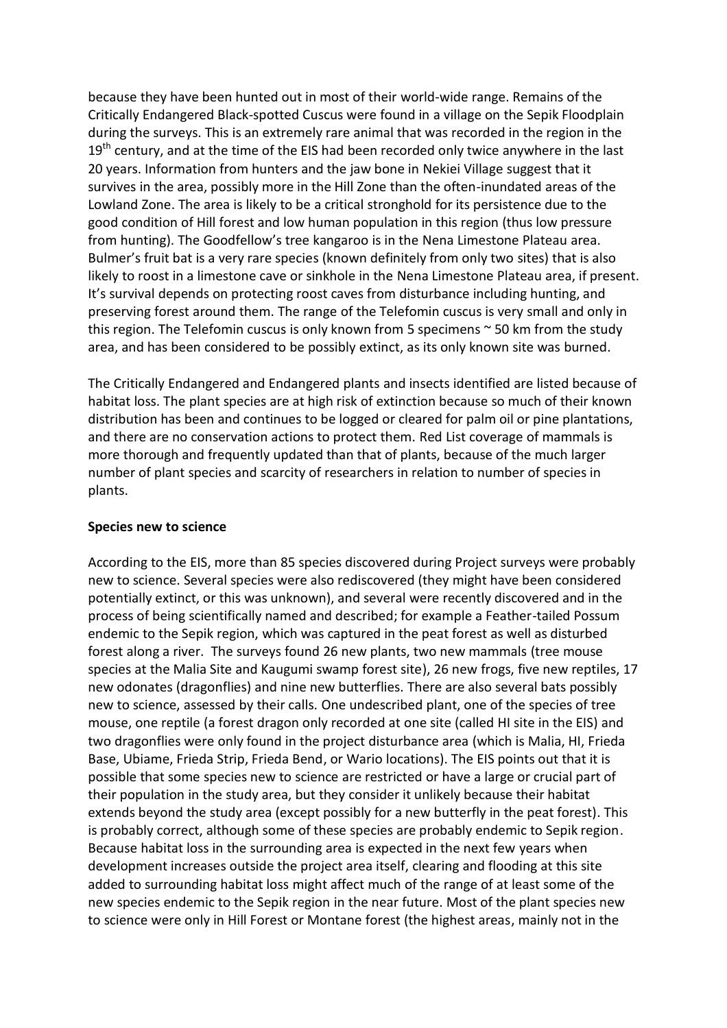because they have been hunted out in most of their world-wide range. Remains of the Critically Endangered Black-spotted Cuscus were found in a village on the Sepik Floodplain during the surveys. This is an extremely rare animal that was recorded in the region in the 19th century, and at the time of the EIS had been recorded only twice anywhere in the last 20 years. Information from hunters and the jaw bone in Nekiei Village suggest that it survives in the area, possibly more in the Hill Zone than the often-inundated areas of the Lowland Zone. The area is likely to be a critical stronghold for its persistence due to the good condition of Hill forest and low human population in this region (thus low pressure from hunting). The Goodfellow's tree kangaroo is in the Nena Limestone Plateau area. Bulmer's fruit bat is a very rare species (known definitely from only two sites) that is also likely to roost in a limestone cave or sinkhole in the Nena Limestone Plateau area, if present. It's survival depends on protecting roost caves from disturbance including hunting, and preserving forest around them. The range of the Telefomin cuscus is very small and only in this region. The Telefomin cuscus is only known from 5 specimens ~ 50 km from the study area, and has been considered to be possibly extinct, as its only known site was burned.

The Critically Endangered and Endangered plants and insects identified are listed because of habitat loss. The plant species are at high risk of extinction because so much of their known distribution has been and continues to be logged or cleared for palm oil or pine plantations, and there are no conservation actions to protect them. Red List coverage of mammals is more thorough and frequently updated than that of plants, because of the much larger number of plant species and scarcity of researchers in relation to number of species in plants.

**Species new to science**

According to the EIS, more than 85 species discovered during Project surveys were probably new to science. Several species were also rediscovered (they might have been considered potentially extinct, or this was unknown), and several were recently discovered and in the process of being scientifically named and described; for example a Feather-tailed Possum endemic to the Sepik region, which was captured in the peat forest as well as disturbed forest along a river. The surveys found 26 new plants, two new mammals (tree mouse species at the Malia Site and Kaugumi swamp forest site), 26 new frogs, five new reptiles, 17 new odonates (dragonflies) and nine new butterflies. There are also several bats possibly new to science, assessed by their calls. One undescribed plant, one of the species of tree mouse, one reptile (a forest dragon only recorded at one site (called HI site in the EIS) and two dragonflies were only found in the project disturbance area (which is Malia, HI, Frieda Base, Ubiame, Frieda Strip, Frieda Bend, or Wario locations). The EIS points out that it is possible that some species new to science are restricted or have a large or crucial part of their population in the study area, but they consider it unlikely because their habitat extends beyond the study area (except possibly for a new butterfly in the peat forest). This is probably correct, although some of these species are probably endemic to Sepik region. Because habitat loss in the surrounding area is expected in the next few years when development increases outside the project area itself, clearing and flooding at this site added to surrounding habitat loss might affect much of the range of at least some of the new species endemic to the Sepik region in the near future. Most of the plant species new to science were only in Hill Forest or Montane forest (the highest areas, mainly not in the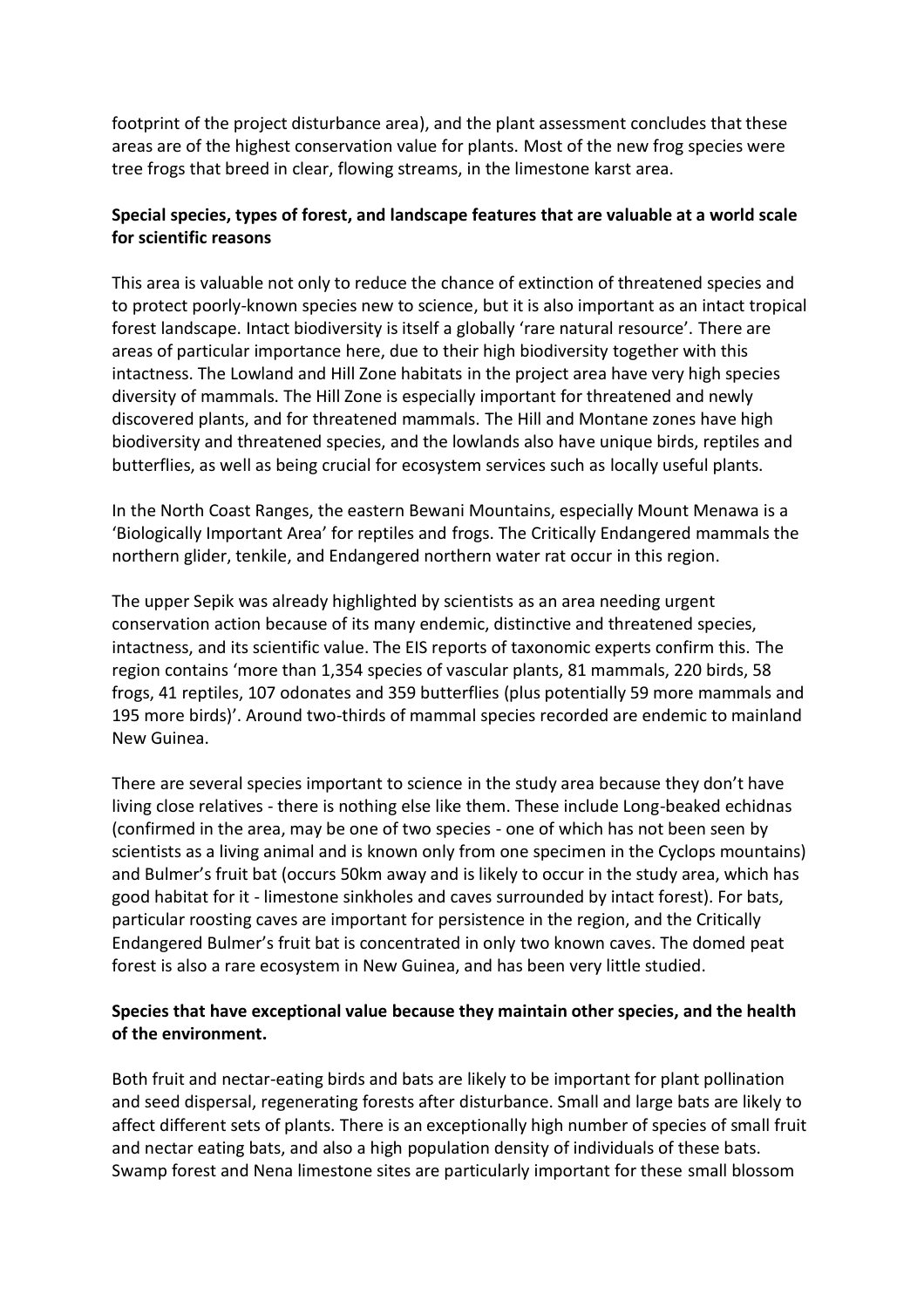footprint of the project disturbance area), and the plant assessment concludes that these areas are of the highest conservation value for plants. Most of the new frog species were tree frogs that breed in clear, flowing streams, in the limestone karst area.

**Special species, types of forest, and landscape features that are valuable at a world scale for scientific reasons**

This area is valuable not only to reduce the chance of extinction of threatened species and to protect poorly-known species new to science, but it is also important as an intact tropical forest landscape. Intact biodiversity is itself a globally 'rare natural resource'. There are areas of particular importance here, due to their high biodiversity together with this intactness. The Lowland and Hill Zone habitats in the project area have very high species diversity of mammals. The Hill Zone is especially important for threatened and newly discovered plants, and for threatened mammals. The Hill and Montane zones have high biodiversity and threatened species, and the lowlands also have unique birds, reptiles and butterflies, as well as being crucial for ecosystem services such as locally useful plants.

In the North Coast Ranges, the eastern Bewani Mountains, especially Mount Menawa is a 'Biologically Important Area' for reptiles and frogs. The Critically Endangered mammals the northern glider, tenkile, and Endangered northern water rat occur in this region.

The upper Sepik was already highlighted by scientists as an area needing urgent conservation action because of its many endemic, distinctive and threatened species, intactness, and its scientific value. The EIS reports of taxonomic experts confirm this. The region contains 'more than 1,354 species of vascular plants, 81 mammals, 220 birds, 58 frogs, 41 reptiles, 107 odonates and 359 butterflies (plus potentially 59 more mammals and 195 more birds)'. Around two-thirds of mammal species recorded are endemic to mainland New Guinea.

There are several species important to science in the study area because they don't have living close relatives - there is nothing else like them. These include Long-beaked echidnas (confirmed in the area, may be one of two species - one of which has not been seen by scientists as a living animal and is known only from one specimen in the Cyclops mountains) and Bulmer's fruit bat (occurs 50km away and is likely to occur in the study area, which has good habitat for it - limestone sinkholes and caves surrounded by intact forest). For bats, particular roosting caves are important for persistence in the region, and the Critically Endangered Bulmer's fruit bat is concentrated in only two known caves. The domed peat forest is also a rare ecosystem in New Guinea, and has been very little studied.

**Species that have exceptional value because they maintain other species, and the health of the environment.**

Both fruit and nectar-eating birds and bats are likely to be important for plant pollination and seed dispersal, regenerating forests after disturbance. Small and large bats are likely to affect different sets of plants. There is an exceptionally high number of species of small fruit and nectar eating bats, and also a high population density of individuals of these bats. Swamp forest and Nena limestone sites are particularly important for these small blossom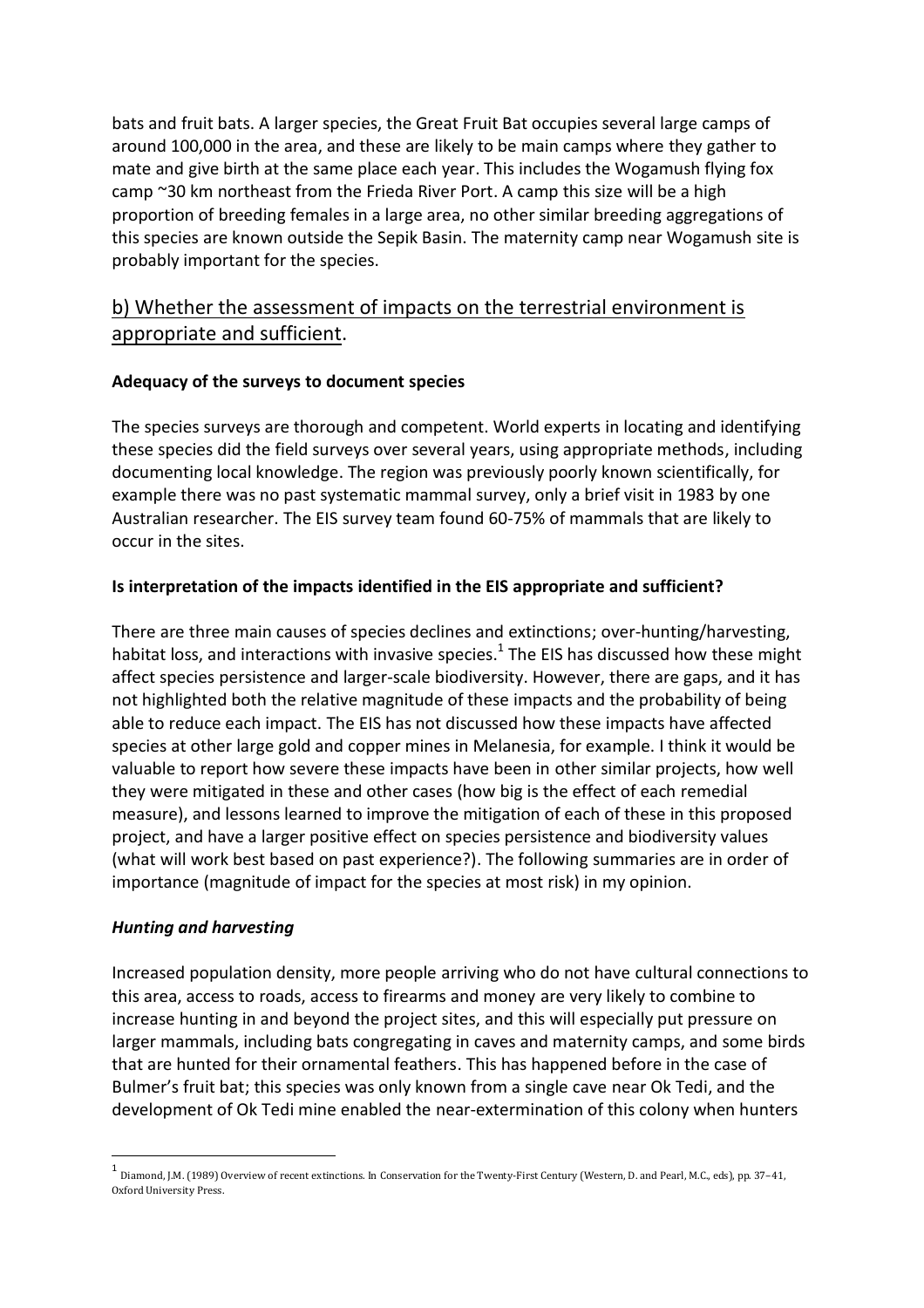bats and fruit bats. A larger species, the Great Fruit Bat occupies several large camps of around 100,000 in the area, and these are likely to be main camps where they gather to mate and give birth at the same place each year. This includes the Wogamush flying fox camp ~30 km northeast from the Frieda River Port. A camp this size will be a high proportion of breeding females in a large area, no other similar breeding aggregations of this species are known outside the Sepik Basin. The maternity camp near Wogamush site is probably important for the species.

## b) Whether the assessment of impacts on the terrestrial environment is appropriate and sufficient.

**Adequacy of the surveys to document species**

The species surveys are thorough and competent. World experts in locating and identifying these species did the field surveys over several years, using appropriate methods, including documenting local knowledge. The region was previously poorly known scientifically, for example there was no past systematic mammal survey, only a brief visit in 1983 by one Australian researcher. The EIS survey team found 60-75% of mammals that are likely to occur in the sites.

**Is interpretation of the impacts identified in the EIS appropriate and sufficient?**

There are three main causes of species declines and extinctions; over-hunting/harvesting, habitat loss, and interactions with invasive species.[1] The EIS has discussed how these might affect species persistence and larger-scale biodiversity. However, there are gaps, and it has not highlighted both the relative magnitude of these impacts and the probability of being able to reduce each impact. The EIS has not discussed how these impacts have affected species at other large gold and copper mines in Melanesia, for example. I think it would be valuable to report how severe these impacts have been in other similar projects, how well they were mitigated in these and other cases (how big is the effect of each remedial measure), and lessons learned to improve the mitigation of each of these in this proposed project, and have a larger positive effect on species persistence and biodiversity values (what will work best based on past experience?). The following summaries are in order of importance (magnitude of impact for the species at most risk) in my opinion.

***Hunting and harvesting***

Increased population density, more people arriving who do not have cultural connections to this area, access to roads, access to firearms and money are very likely to combine to increase hunting in and beyond the project sites, and this will especially put pressure on larger mammals, including bats congregating in caves and maternity camps, and some birds that are hunted for their ornamental feathers. This has happened before in the case of Bulmer's fruit bat; this species was only known from a single cave near Ok Tedi, and the development of Ok Tedi mine enabled the near-extermination of this colony when hunters

---

[1] Diamond, J.M. (1989) Overview of recent extinctions. In Conservation for the Twenty-First Century (Western, D. and Pearl, M.C., eds), pp. 37–41, Oxford University Press.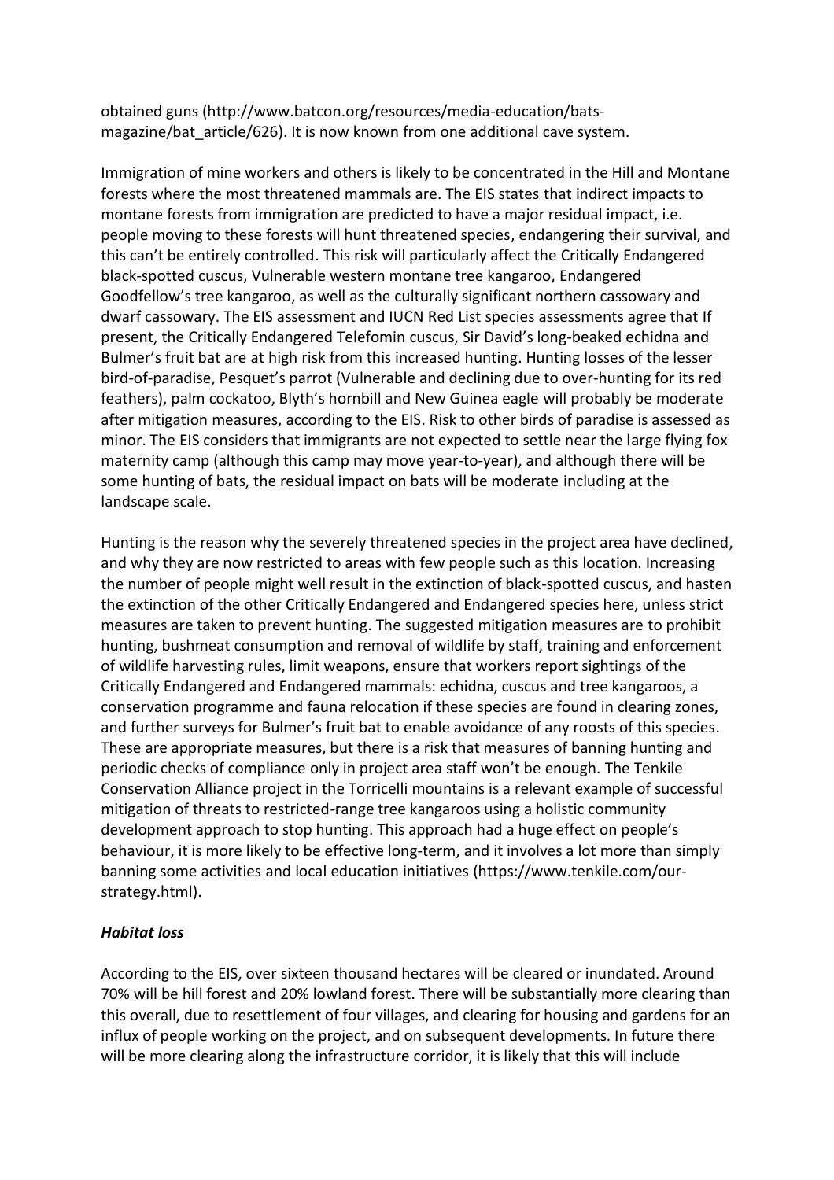obtained guns (http://www.batcon.org/resources/media-education/bats-magazine/bat_article/626). It is now known from one additional cave system.

Immigration of mine workers and others is likely to be concentrated in the Hill and Montane forests where the most threatened mammals are. The EIS states that indirect impacts to montane forests from immigration are predicted to have a major residual impact, i.e. people moving to these forests will hunt threatened species, endangering their survival, and this can't be entirely controlled. This risk will particularly affect the Critically Endangered black-spotted cuscus, Vulnerable western montane tree kangaroo, Endangered Goodfellow's tree kangaroo, as well as the culturally significant northern cassowary and dwarf cassowary. The EIS assessment and IUCN Red List species assessments agree that If present, the Critically Endangered Telefomin cuscus, Sir David's long-beaked echidna and Bulmer's fruit bat are at high risk from this increased hunting. Hunting losses of the lesser bird-of-paradise, Pesquet's parrot (Vulnerable and declining due to over-hunting for its red feathers), palm cockatoo, Blyth's hornbill and New Guinea eagle will probably be moderate after mitigation measures, according to the EIS. Risk to other birds of paradise is assessed as minor. The EIS considers that immigrants are not expected to settle near the large flying fox maternity camp (although this camp may move year-to-year), and although there will be some hunting of bats, the residual impact on bats will be moderate including at the landscape scale.

Hunting is the reason why the severely threatened species in the project area have declined, and why they are now restricted to areas with few people such as this location. Increasing the number of people might well result in the extinction of black-spotted cuscus, and hasten the extinction of the other Critically Endangered and Endangered species here, unless strict measures are taken to prevent hunting. The suggested mitigation measures are to prohibit hunting, bushmeat consumption and removal of wildlife by staff, training and enforcement of wildlife harvesting rules, limit weapons, ensure that workers report sightings of the Critically Endangered and Endangered mammals: echidna, cuscus and tree kangaroos, a conservation programme and fauna relocation if these species are found in clearing zones, and further surveys for Bulmer's fruit bat to enable avoidance of any roosts of this species. These are appropriate measures, but there is a risk that measures of banning hunting and periodic checks of compliance only in project area staff won't be enough. The Tenkile Conservation Alliance project in the Torricelli mountains is a relevant example of successful mitigation of threats to restricted-range tree kangaroos using a holistic community development approach to stop hunting. This approach had a huge effect on people's behaviour, it is more likely to be effective long-term, and it involves a lot more than simply banning some activities and local education initiatives (https://www.tenkile.com/our-strategy.html).

### *Habitat loss*

According to the EIS, over sixteen thousand hectares will be cleared or inundated. Around 70% will be hill forest and 20% lowland forest. There will be substantially more clearing than this overall, due to resettlement of four villages, and clearing for housing and gardens for an influx of people working on the project, and on subsequent developments. In future there will be more clearing along the infrastructure corridor, it is likely that this will include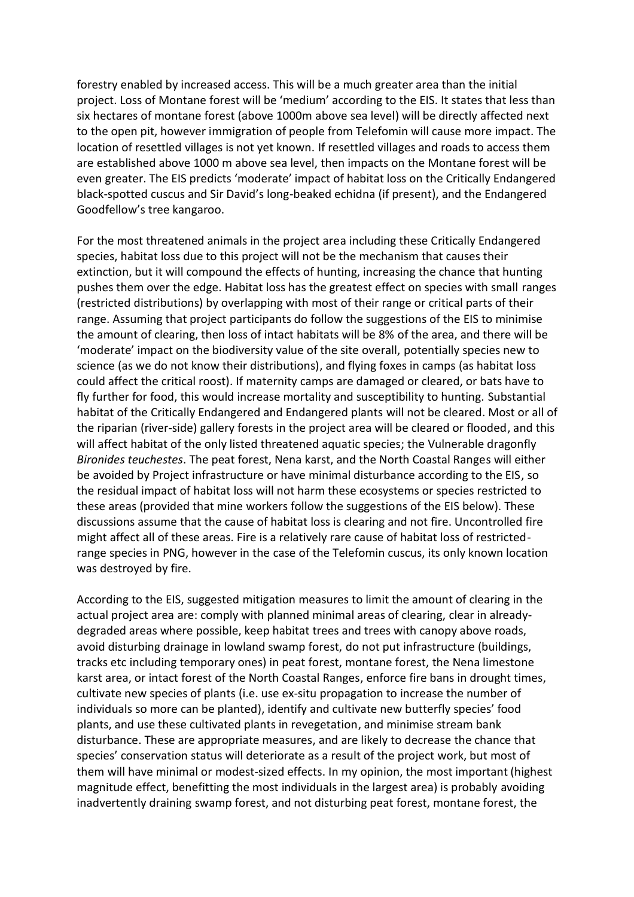forestry enabled by increased access. This will be a much greater area than the initial project. Loss of Montane forest will be 'medium' according to the EIS. It states that less than six hectares of montane forest (above 1000m above sea level) will be directly affected next to the open pit, however immigration of people from Telefomin will cause more impact. The location of resettled villages is not yet known. If resettled villages and roads to access them are established above 1000 m above sea level, then impacts on the Montane forest will be even greater. The EIS predicts 'moderate' impact of habitat loss on the Critically Endangered black-spotted cuscus and Sir David's long-beaked echidna (if present), and the Endangered Goodfellow's tree kangaroo.

For the most threatened animals in the project area including these Critically Endangered species, habitat loss due to this project will not be the mechanism that causes their extinction, but it will compound the effects of hunting, increasing the chance that hunting pushes them over the edge. Habitat loss has the greatest effect on species with small ranges (restricted distributions) by overlapping with most of their range or critical parts of their range. Assuming that project participants do follow the suggestions of the EIS to minimise the amount of clearing, then loss of intact habitats will be 8% of the area, and there will be 'moderate' impact on the biodiversity value of the site overall, potentially species new to science (as we do not know their distributions), and flying foxes in camps (as habitat loss could affect the critical roost). If maternity camps are damaged or cleared, or bats have to fly further for food, this would increase mortality and susceptibility to hunting. Substantial habitat of the Critically Endangered and Endangered plants will not be cleared. Most or all of the riparian (river-side) gallery forests in the project area will be cleared or flooded, and this will affect habitat of the only listed threatened aquatic species; the Vulnerable dragonfly *Bironides teuchestes*. The peat forest, Nena karst, and the North Coastal Ranges will either be avoided by Project infrastructure or have minimal disturbance according to the EIS, so the residual impact of habitat loss will not harm these ecosystems or species restricted to these areas (provided that mine workers follow the suggestions of the EIS below). These discussions assume that the cause of habitat loss is clearing and not fire. Uncontrolled fire might affect all of these areas. Fire is a relatively rare cause of habitat loss of restricted-range species in PNG, however in the case of the Telefomin cuscus, its only known location was destroyed by fire.

According to the EIS, suggested mitigation measures to limit the amount of clearing in the actual project area are: comply with planned minimal areas of clearing, clear in already-degraded areas where possible, keep habitat trees and trees with canopy above roads, avoid disturbing drainage in lowland swamp forest, do not put infrastructure (buildings, tracks etc including temporary ones) in peat forest, montane forest, the Nena limestone karst area, or intact forest of the North Coastal Ranges, enforce fire bans in drought times, cultivate new species of plants (i.e. use ex-situ propagation to increase the number of individuals so more can be planted), identify and cultivate new butterfly species' food plants, and use these cultivated plants in revegetation, and minimise stream bank disturbance. These are appropriate measures, and are likely to decrease the chance that species' conservation status will deteriorate as a result of the project work, but most of them will have minimal or modest-sized effects. In my opinion, the most important (highest magnitude effect, benefitting the most individuals in the largest area) is probably avoiding inadvertently draining swamp forest, and not disturbing peat forest, montane forest, the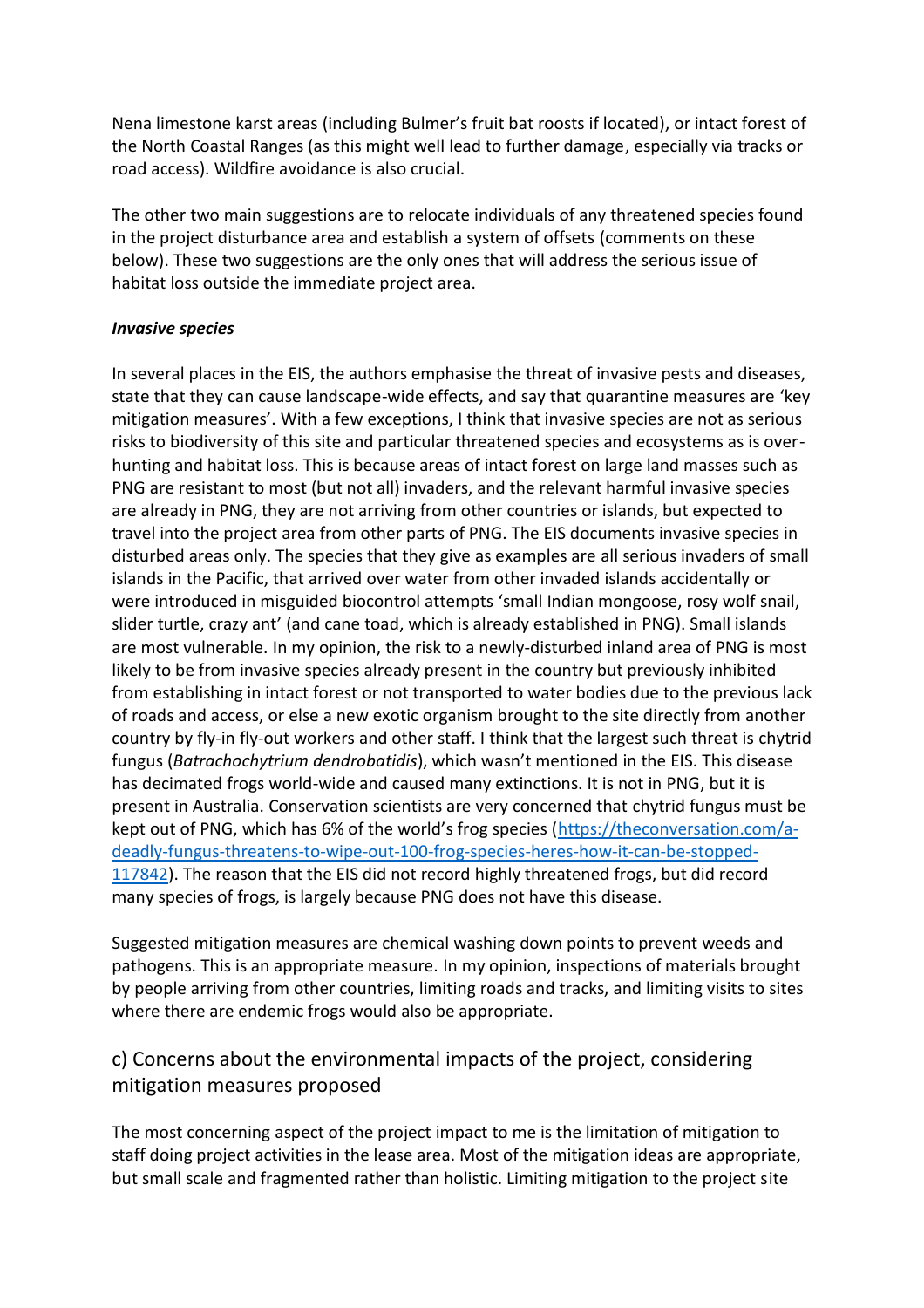Nena limestone karst areas (including Bulmer's fruit bat roosts if located), or intact forest of the North Coastal Ranges (as this might well lead to further damage, especially via tracks or road access). Wildfire avoidance is also crucial.

The other two main suggestions are to relocate individuals of any threatened species found in the project disturbance area and establish a system of offsets (comments on these below). These two suggestions are the only ones that will address the serious issue of habitat loss outside the immediate project area.

***Invasive species***

In several places in the EIS, the authors emphasise the threat of invasive pests and diseases, state that they can cause landscape-wide effects, and say that quarantine measures are 'key mitigation measures'. With a few exceptions, I think that invasive species are not as serious risks to biodiversity of this site and particular threatened species and ecosystems as is over-hunting and habitat loss. This is because areas of intact forest on large land masses such as PNG are resistant to most (but not all) invaders, and the relevant harmful invasive species are already in PNG, they are not arriving from other countries or islands, but expected to travel into the project area from other parts of PNG. The EIS documents invasive species in disturbed areas only. The species that they give as examples are all serious invaders of small islands in the Pacific, that arrived over water from other invaded islands accidentally or were introduced in misguided biocontrol attempts 'small Indian mongoose, rosy wolf snail, slider turtle, crazy ant' (and cane toad, which is already established in PNG). Small islands are most vulnerable. In my opinion, the risk to a newly-disturbed inland area of PNG is most likely to be from invasive species already present in the country but previously inhibited from establishing in intact forest or not transported to water bodies due to the previous lack of roads and access, or else a new exotic organism brought to the site directly from another country by fly-in fly-out workers and other staff. I think that the largest such threat is chytrid fungus (*Batrachochytrium dendrobatidis*), which wasn't mentioned in the EIS. This disease has decimated frogs world-wide and caused many extinctions. It is not in PNG, but it is present in Australia. Conservation scientists are very concerned that chytrid fungus must be kept out of PNG, which has 6% of the world's frog species (https://theconversation.com/a-deadly-fungus-threatens-to-wipe-out-100-frog-species-heres-how-it-can-be-stopped-117842). The reason that the EIS did not record highly threatened frogs, but did record many species of frogs, is largely because PNG does not have this disease.

Suggested mitigation measures are chemical washing down points to prevent weeds and pathogens. This is an appropriate measure. In my opinion, inspections of materials brought by people arriving from other countries, limiting roads and tracks, and limiting visits to sites where there are endemic frogs would also be appropriate.

## c) Concerns about the environmental impacts of the project, considering mitigation measures proposed

The most concerning aspect of the project impact to me is the limitation of mitigation to staff doing project activities in the lease area. Most of the mitigation ideas are appropriate, but small scale and fragmented rather than holistic. Limiting mitigation to the project site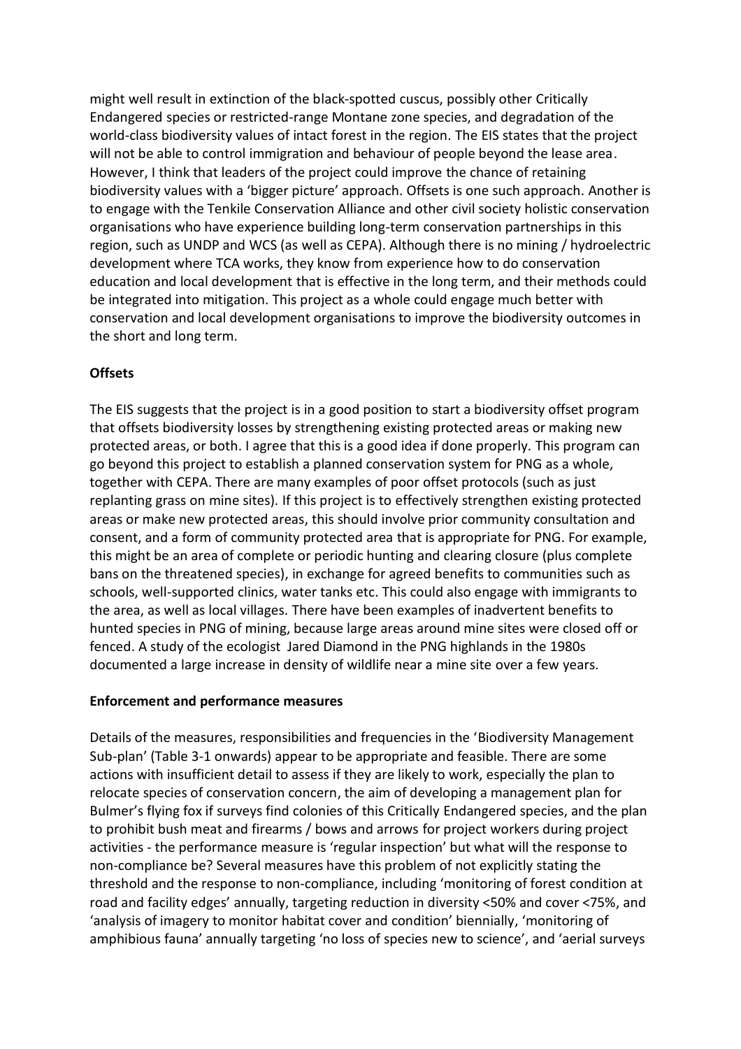might well result in extinction of the black-spotted cuscus, possibly other Critically Endangered species or restricted-range Montane zone species, and degradation of the world-class biodiversity values of intact forest in the region. The EIS states that the project will not be able to control immigration and behaviour of people beyond the lease area. However, I think that leaders of the project could improve the chance of retaining biodiversity values with a 'bigger picture' approach. Offsets is one such approach. Another is to engage with the Tenkile Conservation Alliance and other civil society holistic conservation organisations who have experience building long-term conservation partnerships in this region, such as UNDP and WCS (as well as CEPA). Although there is no mining / hydroelectric development where TCA works, they know from experience how to do conservation education and local development that is effective in the long term, and their methods could be integrated into mitigation. This project as a whole could engage much better with conservation and local development organisations to improve the biodiversity outcomes in the short and long term.

**Offsets**

The EIS suggests that the project is in a good position to start a biodiversity offset program that offsets biodiversity losses by strengthening existing protected areas or making new protected areas, or both. I agree that this is a good idea if done properly. This program can go beyond this project to establish a planned conservation system for PNG as a whole, together with CEPA. There are many examples of poor offset protocols (such as just replanting grass on mine sites). If this project is to effectively strengthen existing protected areas or make new protected areas, this should involve prior community consultation and consent, and a form of community protected area that is appropriate for PNG. For example, this might be an area of complete or periodic hunting and clearing closure (plus complete bans on the threatened species), in exchange for agreed benefits to communities such as schools, well-supported clinics, water tanks etc. This could also engage with immigrants to the area, as well as local villages. There have been examples of inadvertent benefits to hunted species in PNG of mining, because large areas around mine sites were closed off or fenced. A study of the ecologist Jared Diamond in the PNG highlands in the 1980s documented a large increase in density of wildlife near a mine site over a few years.

**Enforcement and performance measures**

Details of the measures, responsibilities and frequencies in the 'Biodiversity Management Sub-plan' (Table 3-1 onwards) appear to be appropriate and feasible. There are some actions with insufficient detail to assess if they are likely to work, especially the plan to relocate species of conservation concern, the aim of developing a management plan for Bulmer's flying fox if surveys find colonies of this Critically Endangered species, and the plan to prohibit bush meat and firearms / bows and arrows for project workers during project activities - the performance measure is 'regular inspection' but what will the response to non-compliance be? Several measures have this problem of not explicitly stating the threshold and the response to non-compliance, including 'monitoring of forest condition at road and facility edges' annually, targeting reduction in diversity <50% and cover <75%, and 'analysis of imagery to monitor habitat cover and condition' biennially, 'monitoring of amphibious fauna' annually targeting 'no loss of species new to science', and 'aerial surveys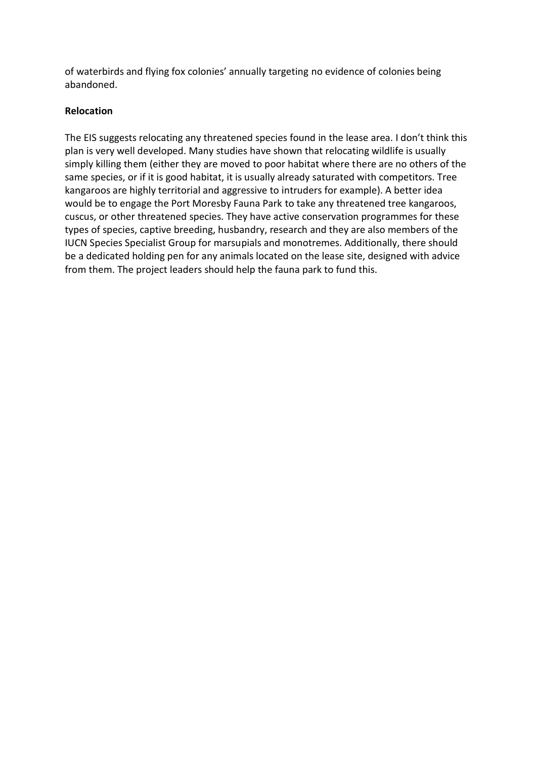of waterbirds and flying fox colonies' annually targeting no evidence of colonies being abandoned.

**Relocation**

The EIS suggests relocating any threatened species found in the lease area. I don't think this plan is very well developed. Many studies have shown that relocating wildlife is usually simply killing them (either they are moved to poor habitat where there are no others of the same species, or if it is good habitat, it is usually already saturated with competitors. Tree kangaroos are highly territorial and aggressive to intruders for example). A better idea would be to engage the Port Moresby Fauna Park to take any threatened tree kangaroos, cuscus, or other threatened species. They have active conservation programmes for these types of species, captive breeding, husbandry, research and they are also members of the IUCN Species Specialist Group for marsupials and monotremes. Additionally, there should be a dedicated holding pen for any animals located on the lease site, designed with advice from them. The project leaders should help the fauna park to fund this.